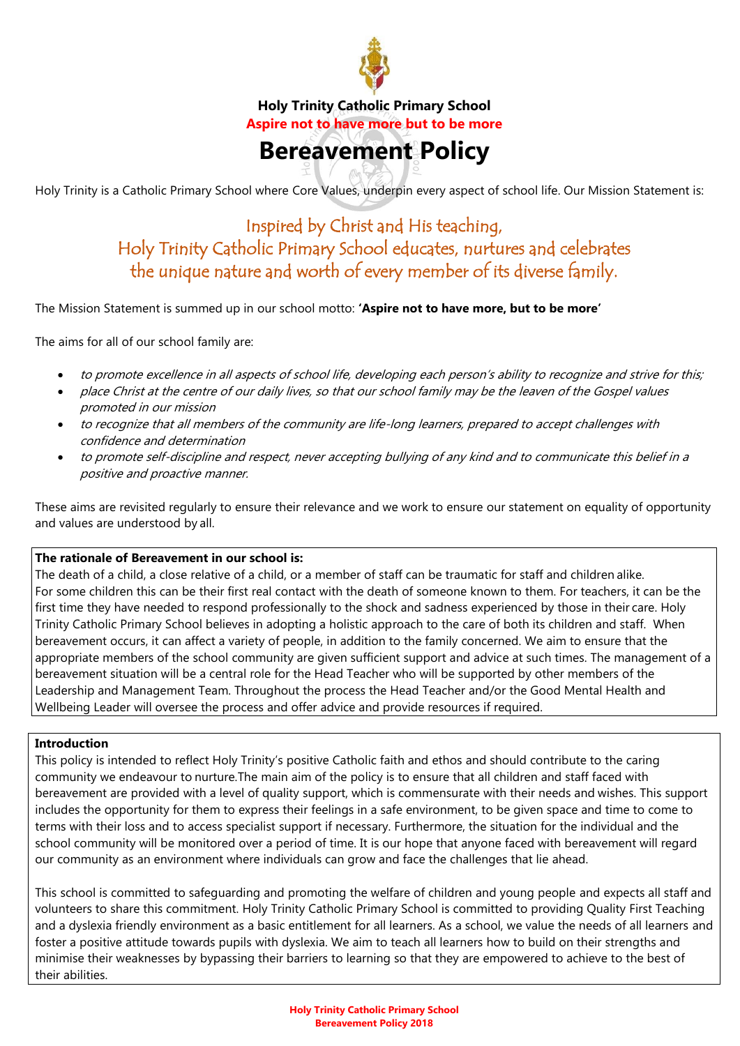**Holy Trinity Catholic Primary School**

**Aspire not to have more but to be more**

# Bereavement Policy

Holy Trinity is a Catholic Primary School where Core Values, underpin every aspect of school life. Our Mission Statement is:

Inspired by Christ and His teaching,
Holy Trinity Catholic Primary School educates, nurtures and celebrates
the unique nature and worth of every member of its diverse family.

The Mission Statement is summed up in our school motto: **'Aspire not to have more, but to be more'**

The aims for all of our school family are:

- *to promote excellence in all aspects of school life, developing each person's ability to recognize and strive for this;*
- *place Christ at the centre of our daily lives, so that our school family may be the leaven of the Gospel values promoted in our mission*
- *to recognize that all members of the community are life-long learners, prepared to accept challenges with confidence and determination*
- *to promote self-discipline and respect, never accepting bullying of any kind and to communicate this belief in a positive and proactive manner.*

These aims are revisited regularly to ensure their relevance and we work to ensure our statement on equality of opportunity and values are understood by all.

**The rationale of Bereavement in our school is:**

The death of a child, a close relative of a child, or a member of staff can be traumatic for staff and children alike. For some children this can be their first real contact with the death of someone known to them. For teachers, it can be the first time they have needed to respond professionally to the shock and sadness experienced by those in their care. Holy Trinity Catholic Primary School believes in adopting a holistic approach to the care of both its children and staff. When bereavement occurs, it can affect a variety of people, in addition to the family concerned. We aim to ensure that the appropriate members of the school community are given sufficient support and advice at such times. The management of a bereavement situation will be a central role for the Head Teacher who will be supported by other members of the Leadership and Management Team. Throughout the process the Head Teacher and/or the Good Mental Health and Wellbeing Leader will oversee the process and offer advice and provide resources if required.

**Introduction**

This policy is intended to reflect Holy Trinity's positive Catholic faith and ethos and should contribute to the caring community we endeavour to nurture.The main aim of the policy is to ensure that all children and staff faced with bereavement are provided with a level of quality support, which is commensurate with their needs and wishes. This support includes the opportunity for them to express their feelings in a safe environment, to be given space and time to come to terms with their loss and to access specialist support if necessary. Furthermore, the situation for the individual and the school community will be monitored over a period of time. It is our hope that anyone faced with bereavement will regard our community as an environment where individuals can grow and face the challenges that lie ahead.

This school is committed to safeguarding and promoting the welfare of children and young people and expects all staff and volunteers to share this commitment. Holy Trinity Catholic Primary School is committed to providing Quality First Teaching and a dyslexia friendly environment as a basic entitlement for all learners. As a school, we value the needs of all learners and foster a positive attitude towards pupils with dyslexia. We aim to teach all learners how to build on their strengths and minimise their weaknesses by bypassing their barriers to learning so that they are empowered to achieve to the best of their abilities.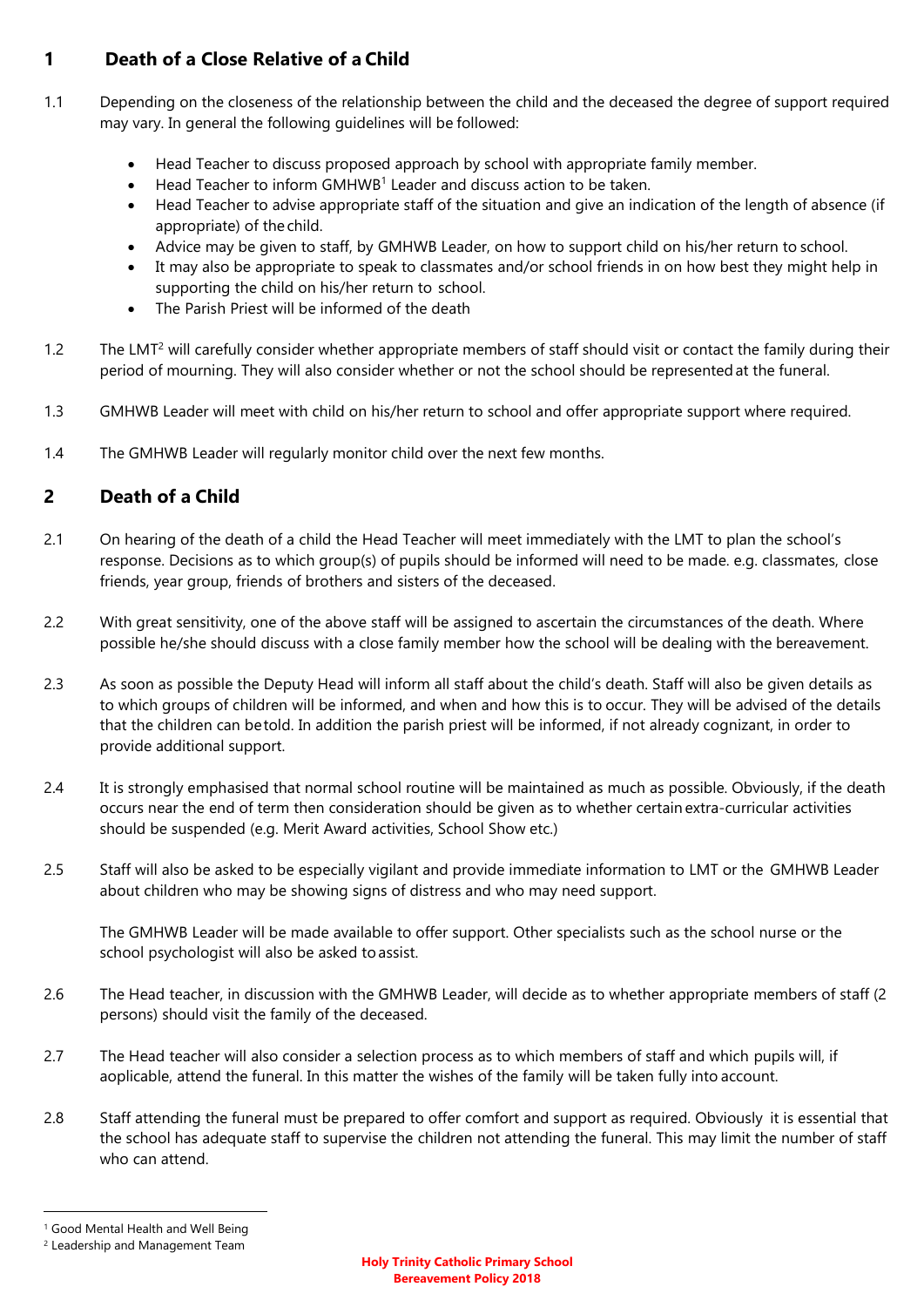## 1 Death of a Close Relative of a Child

1.1 Depending on the closeness of the relationship between the child and the deceased the degree of support required may vary. In general the following guidelines will be followed:

- Head Teacher to discuss proposed approach by school with appropriate family member.
- Head Teacher to inform GMHWB[1] Leader and discuss action to be taken.
- Head Teacher to advise appropriate staff of the situation and give an indication of the length of absence (if appropriate) of the child.
- Advice may be given to staff, by GMHWB Leader, on how to support child on his/her return to school.
- It may also be appropriate to speak to classmates and/or school friends in on how best they might help in supporting the child on his/her return to school.
- The Parish Priest will be informed of the death

1.2 The LMT[2] will carefully consider whether appropriate members of staff should visit or contact the family during their period of mourning. They will also consider whether or not the school should be represented at the funeral.

1.3 GMHWB Leader will meet with child on his/her return to school and offer appropriate support where required.

1.4 The GMHWB Leader will regularly monitor child over the next few months.

## 2 Death of a Child

2.1 On hearing of the death of a child the Head Teacher will meet immediately with the LMT to plan the school's response. Decisions as to which group(s) of pupils should be informed will need to be made. e.g. classmates, close friends, year group, friends of brothers and sisters of the deceased.

2.2 With great sensitivity, one of the above staff will be assigned to ascertain the circumstances of the death. Where possible he/she should discuss with a close family member how the school will be dealing with the bereavement.

2.3 As soon as possible the Deputy Head will inform all staff about the child's death. Staff will also be given details as to which groups of children will be informed, and when and how this is to occur. They will be advised of the details that the children can be told. In addition the parish priest will be informed, if not already cognizant, in order to provide additional support.

2.4 It is strongly emphasised that normal school routine will be maintained as much as possible. Obviously, if the death occurs near the end of term then consideration should be given as to whether certain extra-curricular activities should be suspended (e.g. Merit Award activities, School Show etc.)

2.5 Staff will also be asked to be especially vigilant and provide immediate information to LMT or the GMHWB Leader about children who may be showing signs of distress and who may need support.

The GMHWB Leader will be made available to offer support. Other specialists such as the school nurse or the school psychologist will also be asked to assist.

2.6 The Head teacher, in discussion with the GMHWB Leader, will decide as to whether appropriate members of staff (2 persons) should visit the family of the deceased.

2.7 The Head teacher will also consider a selection process as to which members of staff and which pupils will, if aoplicable, attend the funeral. In this matter the wishes of the family will be taken fully into account.

2.8 Staff attending the funeral must be prepared to offer comfort and support as required. Obviously it is essential that the school has adequate staff to supervise the children not attending the funeral. This may limit the number of staff who can attend.

[1] Good Mental Health and Well Being

[2] Leadership and Management Team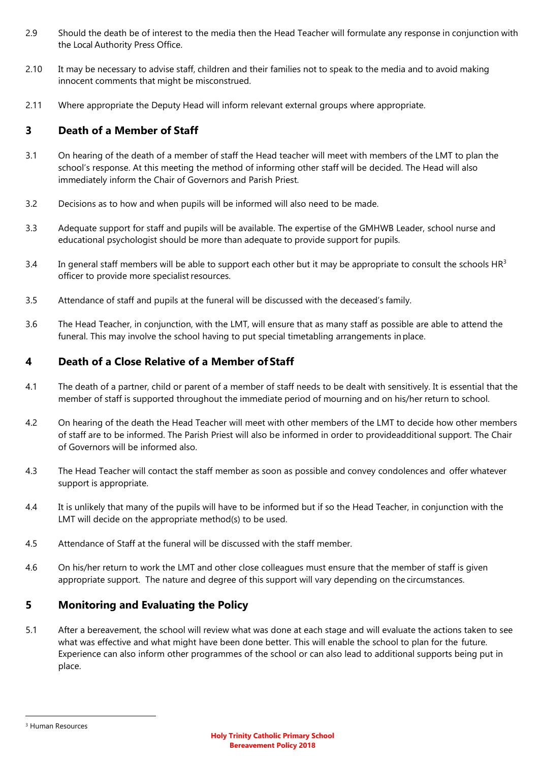2.9 Should the death be of interest to the media then the Head Teacher will formulate any response in conjunction with the Local Authority Press Office.

2.10 It may be necessary to advise staff, children and their families not to speak to the media and to avoid making innocent comments that might be misconstrued.

2.11 Where appropriate the Deputy Head will inform relevant external groups where appropriate.

## 3 Death of a Member of Staff

3.1 On hearing of the death of a member of staff the Head teacher will meet with members of the LMT to plan the school's response. At this meeting the method of informing other staff will be decided. The Head will also immediately inform the Chair of Governors and Parish Priest.

3.2 Decisions as to how and when pupils will be informed will also need to be made.

3.3 Adequate support for staff and pupils will be available. The expertise of the GMHWB Leader, school nurse and educational psychologist should be more than adequate to provide support for pupils.

3.4 In general staff members will be able to support each other but it may be appropriate to consult the schools HR[3] officer to provide more specialist resources.

3.5 Attendance of staff and pupils at the funeral will be discussed with the deceased's family.

3.6 The Head Teacher, in conjunction, with the LMT, will ensure that as many staff as possible are able to attend the funeral. This may involve the school having to put special timetabling arrangements in place.

## 4 Death of a Close Relative of a Member of Staff

4.1 The death of a partner, child or parent of a member of staff needs to be dealt with sensitively. It is essential that the member of staff is supported throughout the immediate period of mourning and on his/her return to school.

4.2 On hearing of the death the Head Teacher will meet with other members of the LMT to decide how other members of staff are to be informed. The Parish Priest will also be informed in order to provideadditional support. The Chair of Governors will be informed also.

4.3 The Head Teacher will contact the staff member as soon as possible and convey condolences and offer whatever support is appropriate.

4.4 It is unlikely that many of the pupils will have to be informed but if so the Head Teacher, in conjunction with the LMT will decide on the appropriate method(s) to be used.

4.5 Attendance of Staff at the funeral will be discussed with the staff member.

4.6 On his/her return to work the LMT and other close colleagues must ensure that the member of staff is given appropriate support. The nature and degree of this support will vary depending on the circumstances.

## 5 Monitoring and Evaluating the Policy

5.1 After a bereavement, the school will review what was done at each stage and will evaluate the actions taken to see what was effective and what might have been done better. This will enable the school to plan for the future. Experience can also inform other programmes of the school or can also lead to additional supports being put in place.

[3] Human Resources